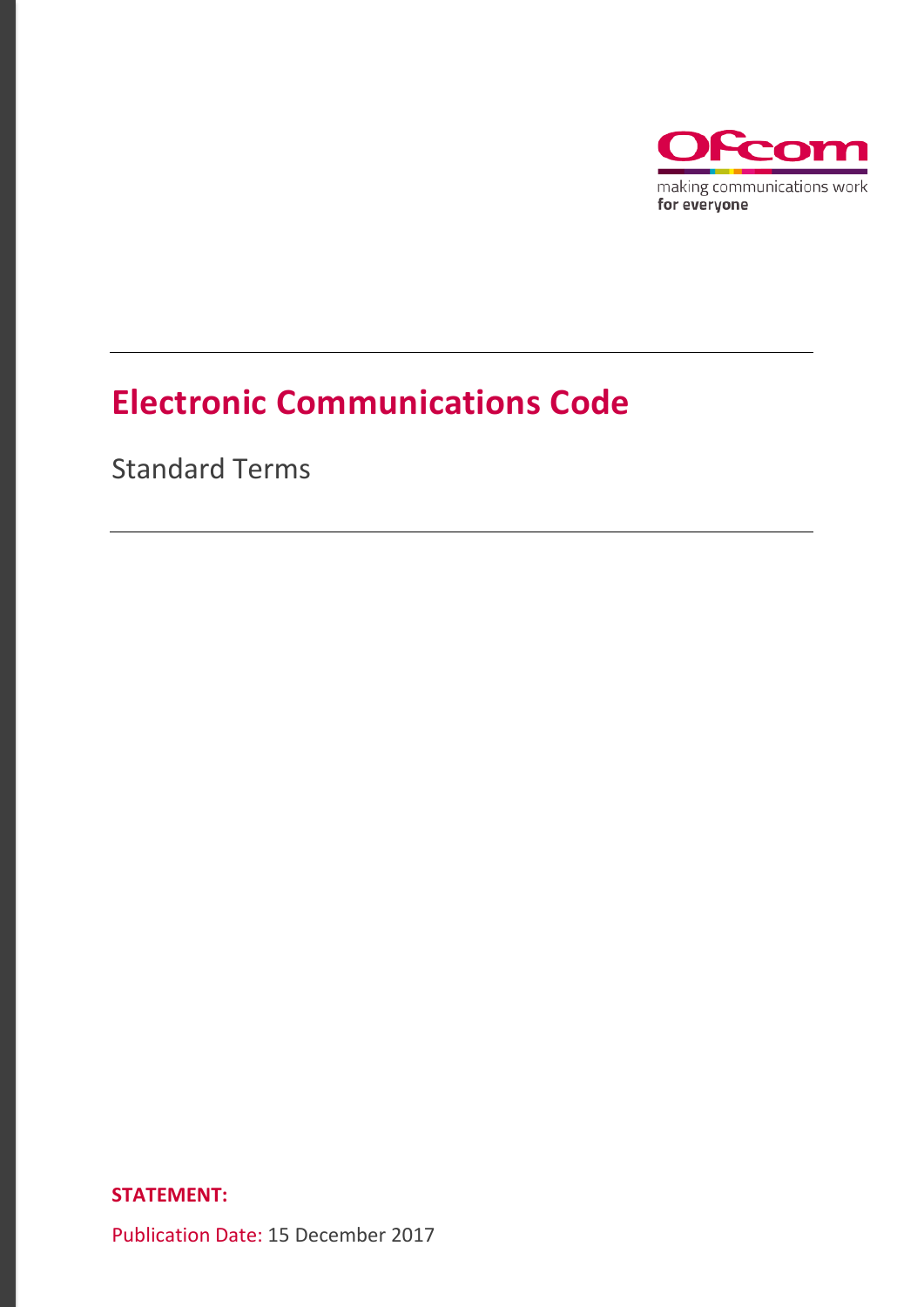# Electronic Communications Code

Standard Terms

**STATEMENT:**

Publication Date: 15 December 2017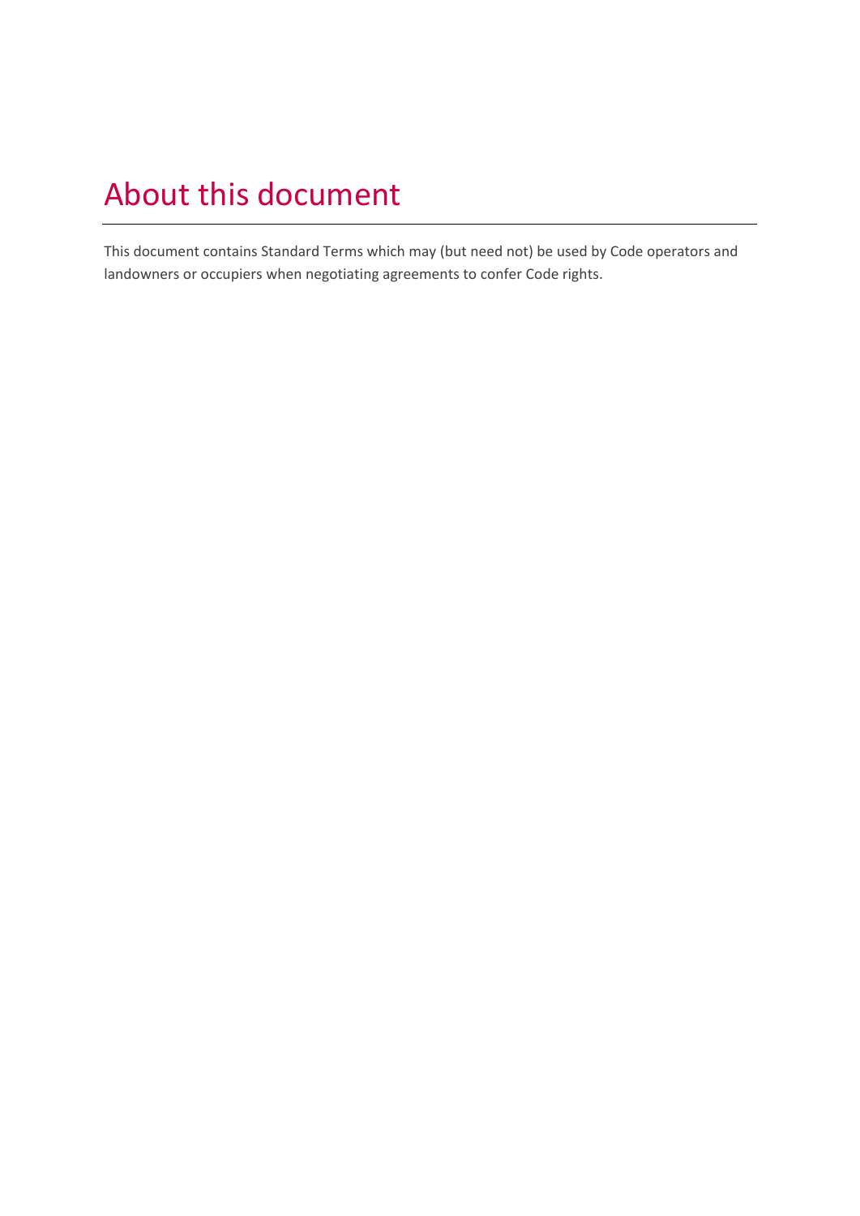# About this document

This document contains Standard Terms which may (but need not) be used by Code operators and landowners or occupiers when negotiating agreements to confer Code rights.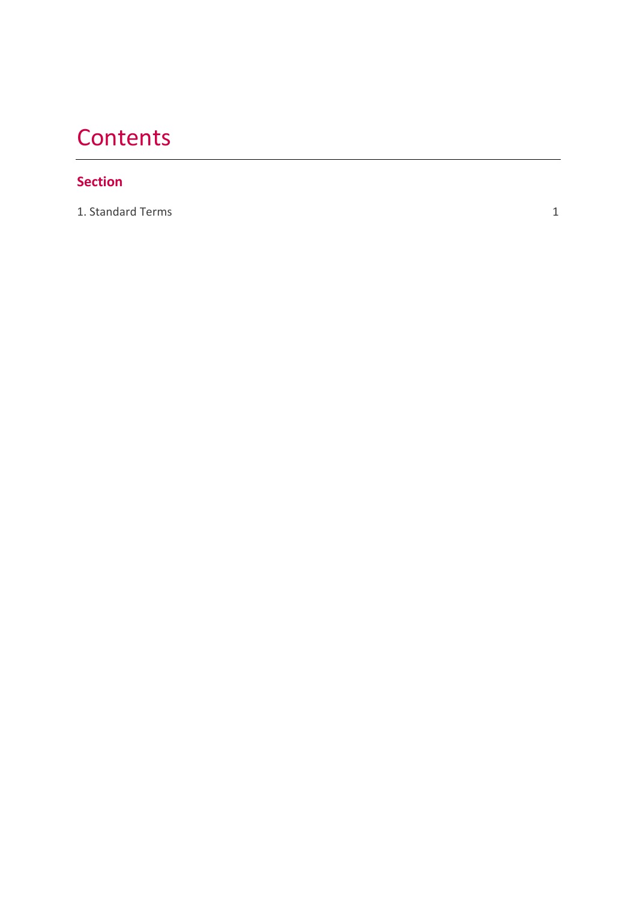# Contents

**Section**

1. Standard Terms 1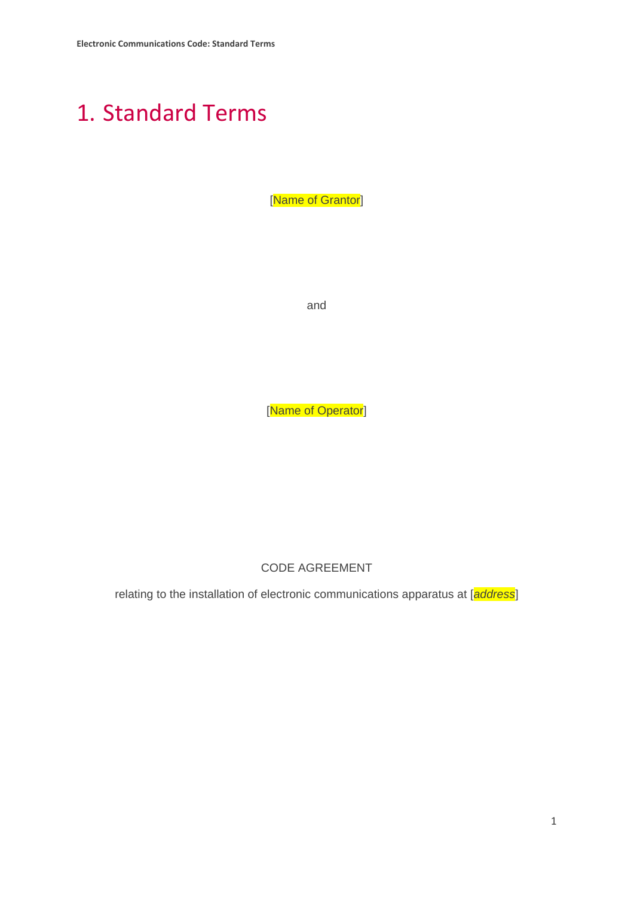# 1. Standard Terms

[Name of Grantor]

and

[Name of Operator]

CODE AGREEMENT

relating to the installation of electronic communications apparatus at [*address*]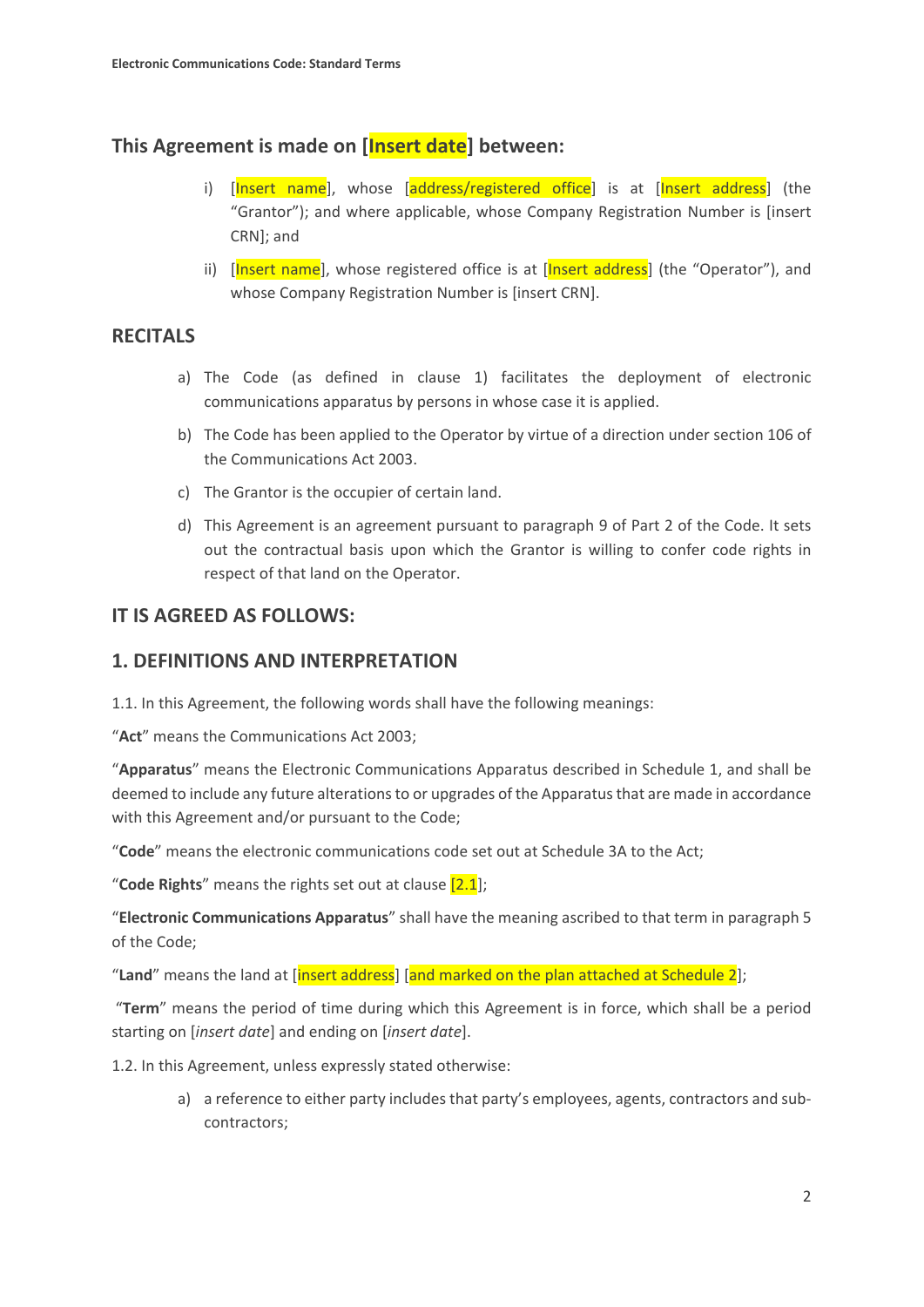## This Agreement is made on [Insert date] between:

i) [Insert name], whose [address/registered office] is at [Insert address] (the "Grantor"); and where applicable, whose Company Registration Number is [insert CRN]; and

ii) [Insert name], whose registered office is at [Insert address] (the "Operator"), and whose Company Registration Number is [insert CRN].

## RECITALS

a) The Code (as defined in clause 1) facilitates the deployment of electronic communications apparatus by persons in whose case it is applied.

b) The Code has been applied to the Operator by virtue of a direction under section 106 of the Communications Act 2003.

c) The Grantor is the occupier of certain land.

d) This Agreement is an agreement pursuant to paragraph 9 of Part 2 of the Code. It sets out the contractual basis upon which the Grantor is willing to confer code rights in respect of that land on the Operator.

## IT IS AGREED AS FOLLOWS:

## 1. DEFINITIONS AND INTERPRETATION

1.1. In this Agreement, the following words shall have the following meanings:

"**Act**" means the Communications Act 2003;

"**Apparatus**" means the Electronic Communications Apparatus described in Schedule 1, and shall be deemed to include any future alterations to or upgrades of the Apparatus that are made in accordance with this Agreement and/or pursuant to the Code;

"**Code**" means the electronic communications code set out at Schedule 3A to the Act;

"**Code Rights**" means the rights set out at clause [2.1];

"**Electronic Communications Apparatus**" shall have the meaning ascribed to that term in paragraph 5 of the Code;

"**Land**" means the land at [insert address] [and marked on the plan attached at Schedule 2];

"**Term**" means the period of time during which this Agreement is in force, which shall be a period starting on [*insert date*] and ending on [*insert date*].

1.2. In this Agreement, unless expressly stated otherwise:

a) a reference to either party includes that party's employees, agents, contractors and sub-contractors;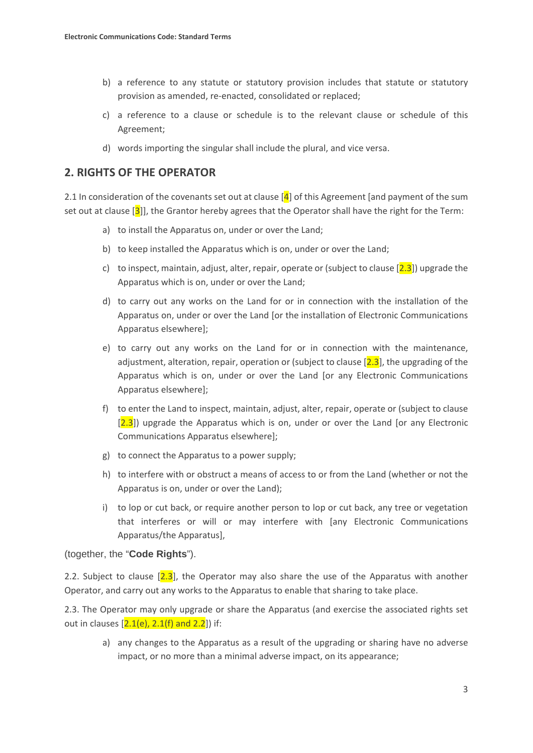b) a reference to any statute or statutory provision includes that statute or statutory provision as amended, re-enacted, consolidated or replaced;

c) a reference to a clause or schedule is to the relevant clause or schedule of this Agreement;

d) words importing the singular shall include the plural, and vice versa.

## 2. RIGHTS OF THE OPERATOR

2.1 In consideration of the covenants set out at clause [4] of this Agreement [and payment of the sum set out at clause [3]], the Grantor hereby agrees that the Operator shall have the right for the Term:

a) to install the Apparatus on, under or over the Land;

b) to keep installed the Apparatus which is on, under or over the Land;

c) to inspect, maintain, adjust, alter, repair, operate or (subject to clause [2.3]) upgrade the Apparatus which is on, under or over the Land;

d) to carry out any works on the Land for or in connection with the installation of the Apparatus on, under or over the Land [or the installation of Electronic Communications Apparatus elsewhere];

e) to carry out any works on the Land for or in connection with the maintenance, adjustment, alteration, repair, operation or (subject to clause [2.3], the upgrading of the Apparatus which is on, under or over the Land [or any Electronic Communications Apparatus elsewhere];

f) to enter the Land to inspect, maintain, adjust, alter, repair, operate or (subject to clause [2.3]) upgrade the Apparatus which is on, under or over the Land [or any Electronic Communications Apparatus elsewhere];

g) to connect the Apparatus to a power supply;

h) to interfere with or obstruct a means of access to or from the Land (whether or not the Apparatus is on, under or over the Land);

i) to lop or cut back, or require another person to lop or cut back, any tree or vegetation that interferes or will or may interfere with [any Electronic Communications Apparatus/the Apparatus],

(together, the "**Code Rights**").

2.2. Subject to clause [2.3], the Operator may also share the use of the Apparatus with another Operator, and carry out any works to the Apparatus to enable that sharing to take place.

2.3. The Operator may only upgrade or share the Apparatus (and exercise the associated rights set out in clauses [2.1(e), 2.1(f) and 2.2]) if:

a) any changes to the Apparatus as a result of the upgrading or sharing have no adverse impact, or no more than a minimal adverse impact, on its appearance;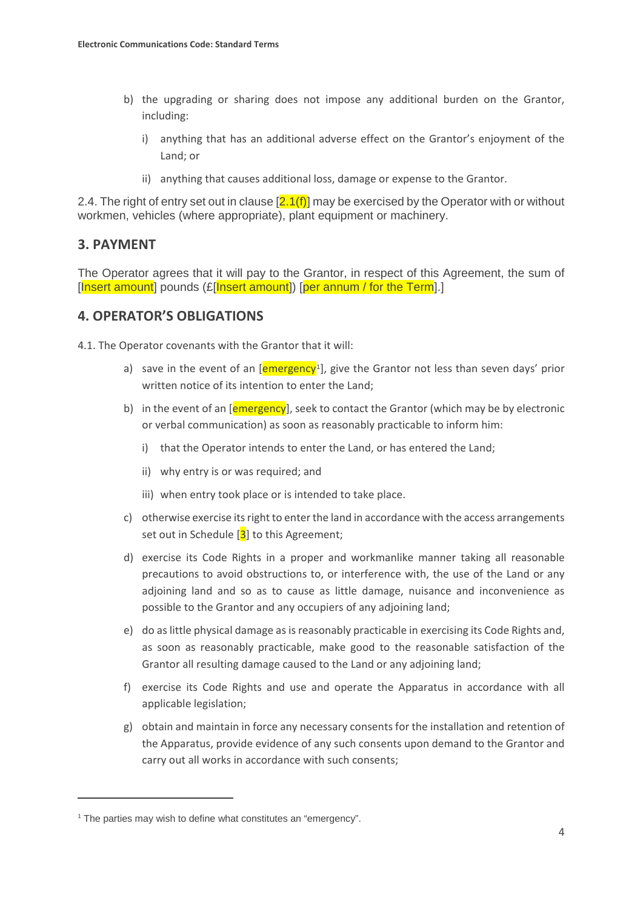b) the upgrading or sharing does not impose any additional burden on the Grantor, including:

   i) anything that has an additional adverse effect on the Grantor's enjoyment of the Land; or

   ii) anything that causes additional loss, damage or expense to the Grantor.

2.4. The right of entry set out in clause [2.1(f)] may be exercised by the Operator with or without workmen, vehicles (where appropriate), plant equipment or machinery.

## 3. PAYMENT

The Operator agrees that it will pay to the Grantor, in respect of this Agreement, the sum of [Insert amount] pounds (£[Insert amount]) [per annum / for the Term].]

## 4. OPERATOR'S OBLIGATIONS

4.1. The Operator covenants with the Grantor that it will:

a) save in the event of an [emergency[1]], give the Grantor not less than seven days' prior written notice of its intention to enter the Land;

b) in the event of an [emergency], seek to contact the Grantor (which may be by electronic or verbal communication) as soon as reasonably practicable to inform him:

   i) that the Operator intends to enter the Land, or has entered the Land;

   ii) why entry is or was required; and

   iii) when entry took place or is intended to take place.

c) otherwise exercise its right to enter the land in accordance with the access arrangements set out in Schedule [3] to this Agreement;

d) exercise its Code Rights in a proper and workmanlike manner taking all reasonable precautions to avoid obstructions to, or interference with, the use of the Land or any adjoining land and so as to cause as little damage, nuisance and inconvenience as possible to the Grantor and any occupiers of any adjoining land;

e) do as little physical damage as is reasonably practicable in exercising its Code Rights and, as soon as reasonably practicable, make good to the reasonable satisfaction of the Grantor all resulting damage caused to the Land or any adjoining land;

f) exercise its Code Rights and use and operate the Apparatus in accordance with all applicable legislation;

g) obtain and maintain in force any necessary consents for the installation and retention of the Apparatus, provide evidence of any such consents upon demand to the Grantor and carry out all works in accordance with such consents;

---

[1] The parties may wish to define what constitutes an "emergency".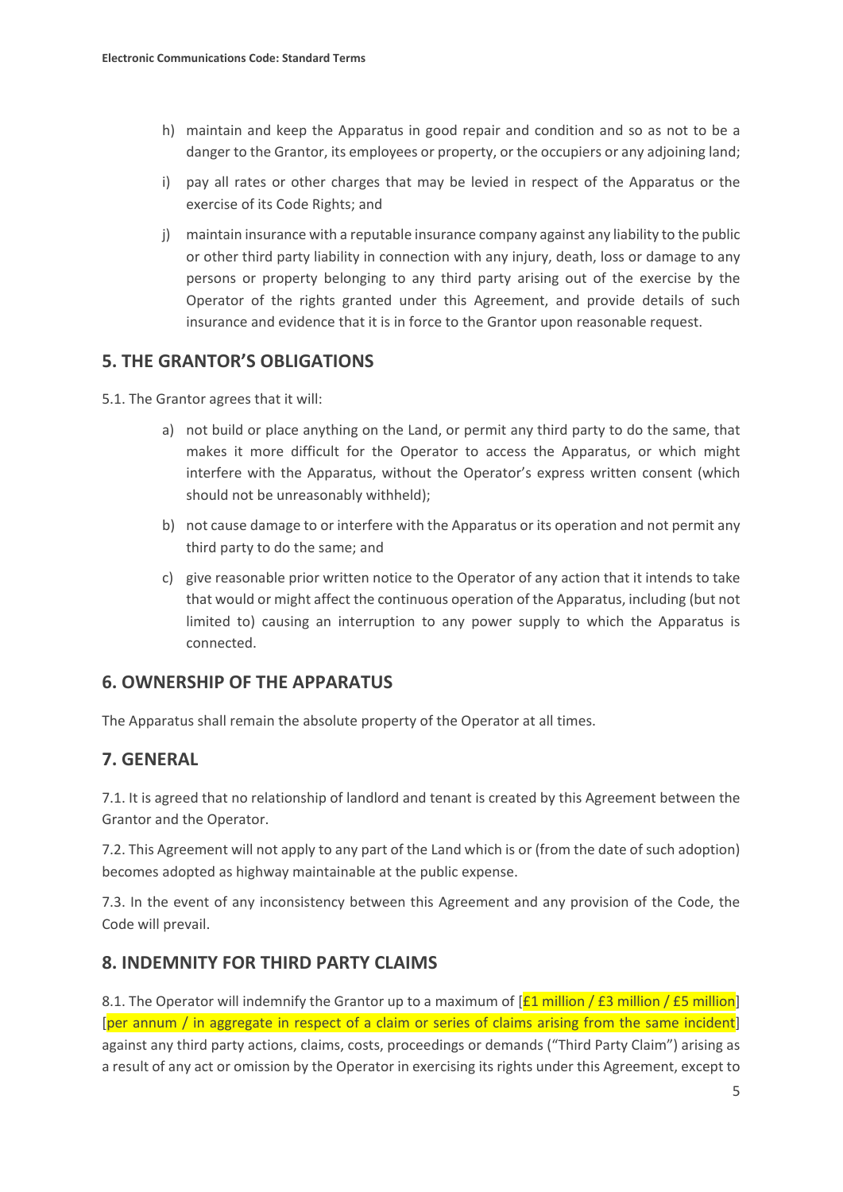h) maintain and keep the Apparatus in good repair and condition and so as not to be a danger to the Grantor, its employees or property, or the occupiers or any adjoining land;

i) pay all rates or other charges that may be levied in respect of the Apparatus or the exercise of its Code Rights; and

j) maintain insurance with a reputable insurance company against any liability to the public or other third party liability in connection with any injury, death, loss or damage to any persons or property belonging to any third party arising out of the exercise by the Operator of the rights granted under this Agreement, and provide details of such insurance and evidence that it is in force to the Grantor upon reasonable request.

## 5. THE GRANTOR'S OBLIGATIONS

5.1. The Grantor agrees that it will:

a) not build or place anything on the Land, or permit any third party to do the same, that makes it more difficult for the Operator to access the Apparatus, or which might interfere with the Apparatus, without the Operator's express written consent (which should not be unreasonably withheld);

b) not cause damage to or interfere with the Apparatus or its operation and not permit any third party to do the same; and

c) give reasonable prior written notice to the Operator of any action that it intends to take that would or might affect the continuous operation of the Apparatus, including (but not limited to) causing an interruption to any power supply to which the Apparatus is connected.

## 6. OWNERSHIP OF THE APPARATUS

The Apparatus shall remain the absolute property of the Operator at all times.

## 7. GENERAL

7.1. It is agreed that no relationship of landlord and tenant is created by this Agreement between the Grantor and the Operator.

7.2. This Agreement will not apply to any part of the Land which is or (from the date of such adoption) becomes adopted as highway maintainable at the public expense.

7.3. In the event of any inconsistency between this Agreement and any provision of the Code, the Code will prevail.

## 8. INDEMNITY FOR THIRD PARTY CLAIMS

8.1. The Operator will indemnify the Grantor up to a maximum of [£1 million / £3 million / £5 million] [per annum / in aggregate in respect of a claim or series of claims arising from the same incident] against any third party actions, claims, costs, proceedings or demands ("Third Party Claim") arising as a result of any act or omission by the Operator in exercising its rights under this Agreement, except to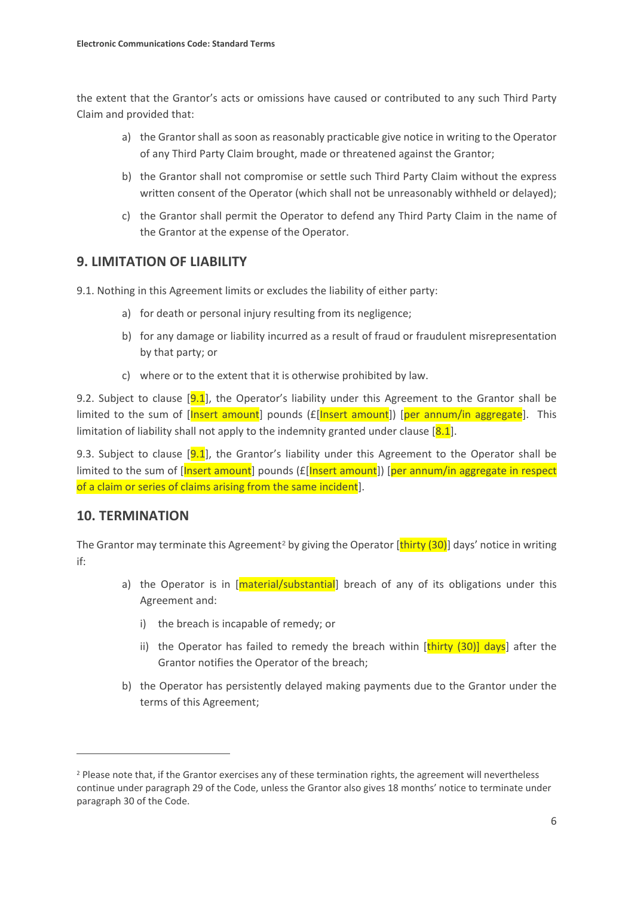the extent that the Grantor's acts or omissions have caused or contributed to any such Third Party Claim and provided that:

a) the Grantor shall as soon as reasonably practicable give notice in writing to the Operator of any Third Party Claim brought, made or threatened against the Grantor;

b) the Grantor shall not compromise or settle such Third Party Claim without the express written consent of the Operator (which shall not be unreasonably withheld or delayed);

c) the Grantor shall permit the Operator to defend any Third Party Claim in the name of the Grantor at the expense of the Operator.

## 9. LIMITATION OF LIABILITY

9.1. Nothing in this Agreement limits or excludes the liability of either party:

a) for death or personal injury resulting from its negligence;

b) for any damage or liability incurred as a result of fraud or fraudulent misrepresentation by that party; or

c) where or to the extent that it is otherwise prohibited by law.

9.2. Subject to clause [9.1], the Operator's liability under this Agreement to the Grantor shall be limited to the sum of [Insert amount] pounds (£[Insert amount]) [per annum/in aggregate]. This limitation of liability shall not apply to the indemnity granted under clause [8.1].

9.3. Subject to clause [9.1], the Grantor's liability under this Agreement to the Operator shall be limited to the sum of [Insert amount] pounds (£[Insert amount]) [per annum/in aggregate in respect of a claim or series of claims arising from the same incident].

## 10. TERMINATION

The Grantor may terminate this Agreement[2] by giving the Operator [thirty (30)] days' notice in writing if:

a) the Operator is in [material/substantial] breach of any of its obligations under this Agreement and:

   i) the breach is incapable of remedy; or

   ii) the Operator has failed to remedy the breach within [thirty (30)] days] after the Grantor notifies the Operator of the breach;

b) the Operator has persistently delayed making payments due to the Grantor under the terms of this Agreement;

---

[2] Please note that, if the Grantor exercises any of these termination rights, the agreement will nevertheless continue under paragraph 29 of the Code, unless the Grantor also gives 18 months' notice to terminate under paragraph 30 of the Code.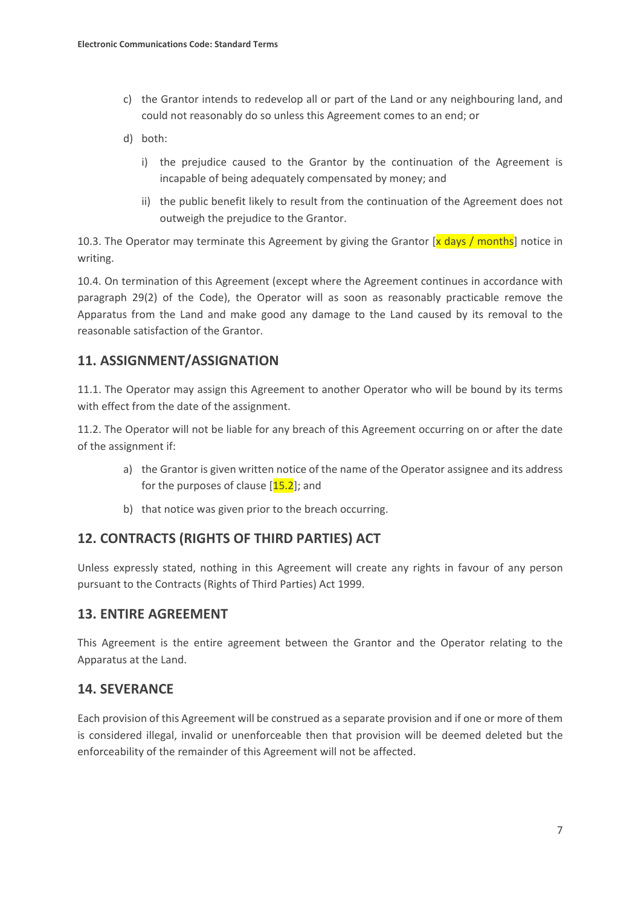c) the Grantor intends to redevelop all or part of the Land or any neighbouring land, and could not reasonably do so unless this Agreement comes to an end; or

d) both:

   i) the prejudice caused to the Grantor by the continuation of the Agreement is incapable of being adequately compensated by money; and

   ii) the public benefit likely to result from the continuation of the Agreement does not outweigh the prejudice to the Grantor.

10.3. The Operator may terminate this Agreement by giving the Grantor [x days / months] notice in writing.

10.4. On termination of this Agreement (except where the Agreement continues in accordance with paragraph 29(2) of the Code), the Operator will as soon as reasonably practicable remove the Apparatus from the Land and make good any damage to the Land caused by its removal to the reasonable satisfaction of the Grantor.

## 11. ASSIGNMENT/ASSIGNATION

11.1. The Operator may assign this Agreement to another Operator who will be bound by its terms with effect from the date of the assignment.

11.2. The Operator will not be liable for any breach of this Agreement occurring on or after the date of the assignment if:

a) the Grantor is given written notice of the name of the Operator assignee and its address for the purposes of clause [15.2]; and

b) that notice was given prior to the breach occurring.

## 12. CONTRACTS (RIGHTS OF THIRD PARTIES) ACT

Unless expressly stated, nothing in this Agreement will create any rights in favour of any person pursuant to the Contracts (Rights of Third Parties) Act 1999.

## 13. ENTIRE AGREEMENT

This Agreement is the entire agreement between the Grantor and the Operator relating to the Apparatus at the Land.

## 14. SEVERANCE

Each provision of this Agreement will be construed as a separate provision and if one or more of them is considered illegal, invalid or unenforceable then that provision will be deemed deleted but the enforceability of the remainder of this Agreement will not be affected.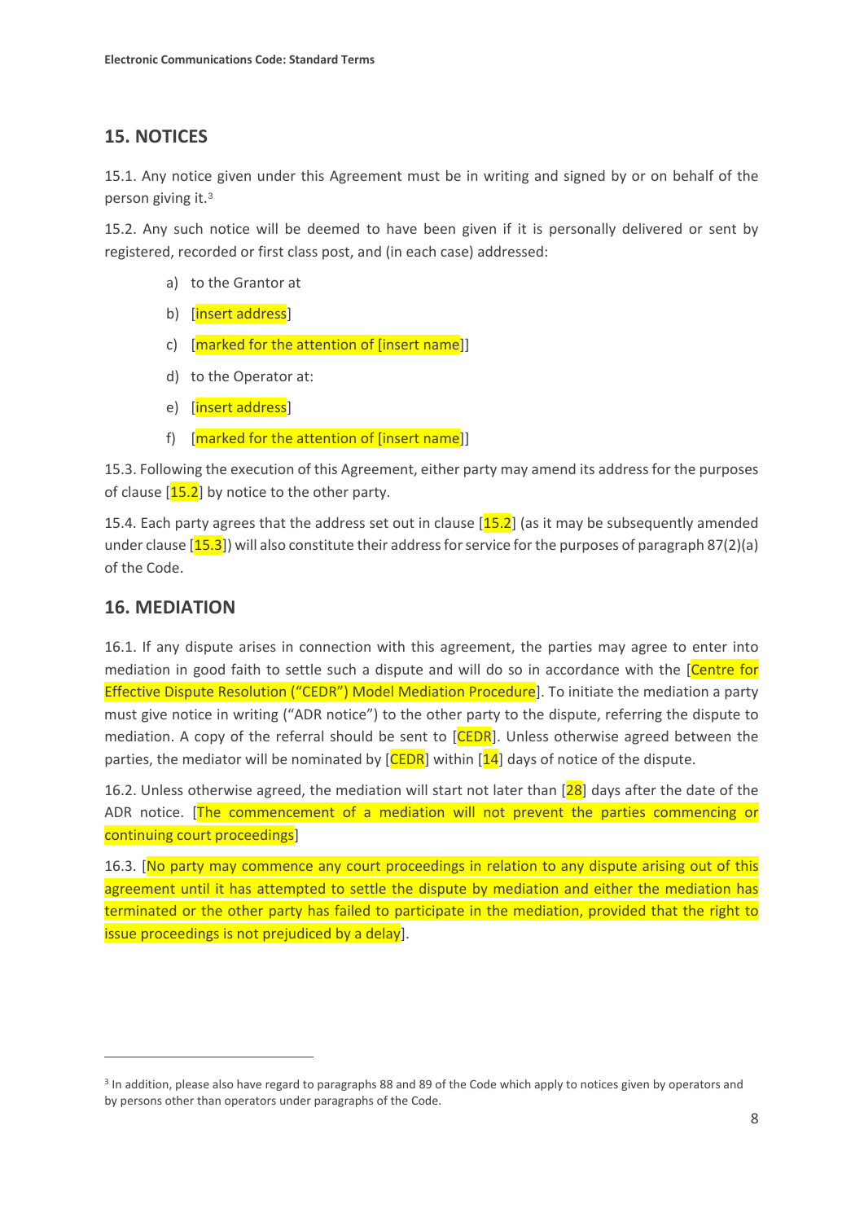## 15. NOTICES

15.1. Any notice given under this Agreement must be in writing and signed by or on behalf of the person giving it.[3]

15.2. Any such notice will be deemed to have been given if it is personally delivered or sent by registered, recorded or first class post, and (in each case) addressed:

a) to the Grantor at

b) [insert address]

c) [marked for the attention of [insert name]]

d) to the Operator at:

e) [insert address]

f) [marked for the attention of [insert name]]

15.3. Following the execution of this Agreement, either party may amend its address for the purposes of clause [15.2] by notice to the other party.

15.4. Each party agrees that the address set out in clause [15.2] (as it may be subsequently amended under clause [15.3]) will also constitute their address for service for the purposes of paragraph 87(2)(a) of the Code.

## 16. MEDIATION

16.1. If any dispute arises in connection with this agreement, the parties may agree to enter into mediation in good faith to settle such a dispute and will do so in accordance with the [Centre for Effective Dispute Resolution ("CEDR") Model Mediation Procedure]. To initiate the mediation a party must give notice in writing ("ADR notice") to the other party to the dispute, referring the dispute to mediation. A copy of the referral should be sent to [CEDR]. Unless otherwise agreed between the parties, the mediator will be nominated by [CEDR] within [14] days of notice of the dispute.

16.2. Unless otherwise agreed, the mediation will start not later than [28] days after the date of the ADR notice. [The commencement of a mediation will not prevent the parties commencing or continuing court proceedings]

16.3. [No party may commence any court proceedings in relation to any dispute arising out of this agreement until it has attempted to settle the dispute by mediation and either the mediation has terminated or the other party has failed to participate in the mediation, provided that the right to issue proceedings is not prejudiced by a delay].

---

[3] In addition, please also have regard to paragraphs 88 and 89 of the Code which apply to notices given by operators and by persons other than operators under paragraphs of the Code.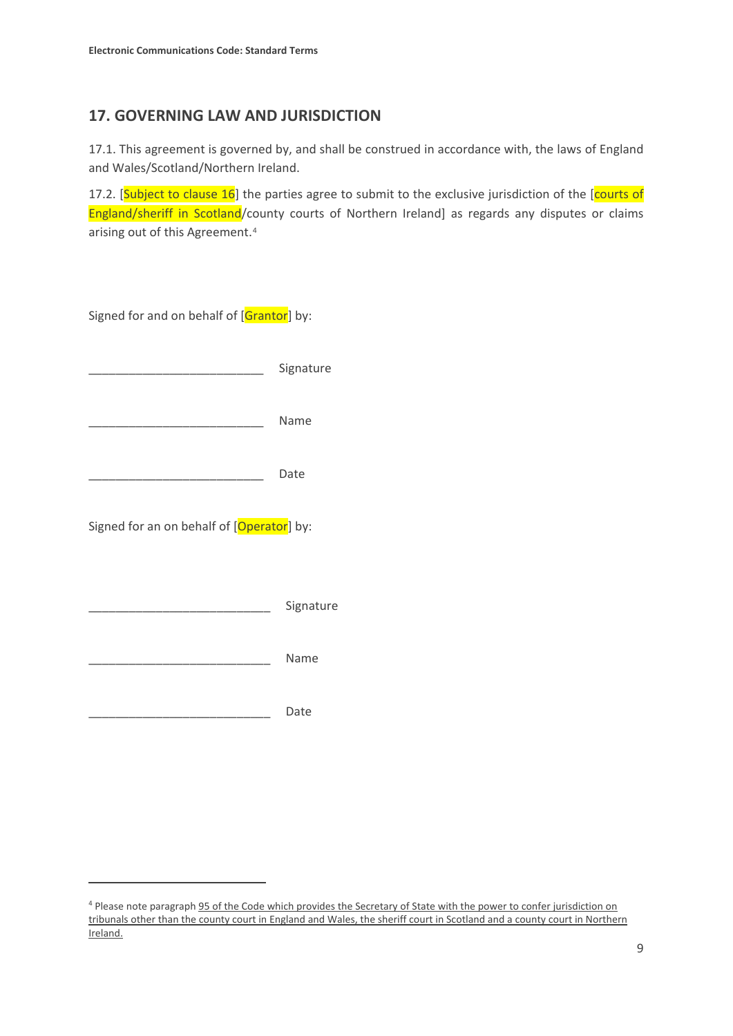## 17. GOVERNING LAW AND JURISDICTION

17.1. This agreement is governed by, and shall be construed in accordance with, the laws of England and Wales/Scotland/Northern Ireland.

17.2. [Subject to clause 16] the parties agree to submit to the exclusive jurisdiction of the [courts of England/sheriff in Scotland/county courts of Northern Ireland] as regards any disputes or claims arising out of this Agreement.[4]

Signed for and on behalf of [Grantor] by:

___________________________ Signature

___________________________ Name

___________________________ Date

Signed for an on behalf of [Operator] by:

___________________________ Signature

___________________________ Name

___________________________ Date

---

[4] Please note paragraph 95 of the Code which provides the Secretary of State with the power to confer jurisdiction on tribunals other than the county court in England and Wales, the sheriff court in Scotland and a county court in Northern Ireland.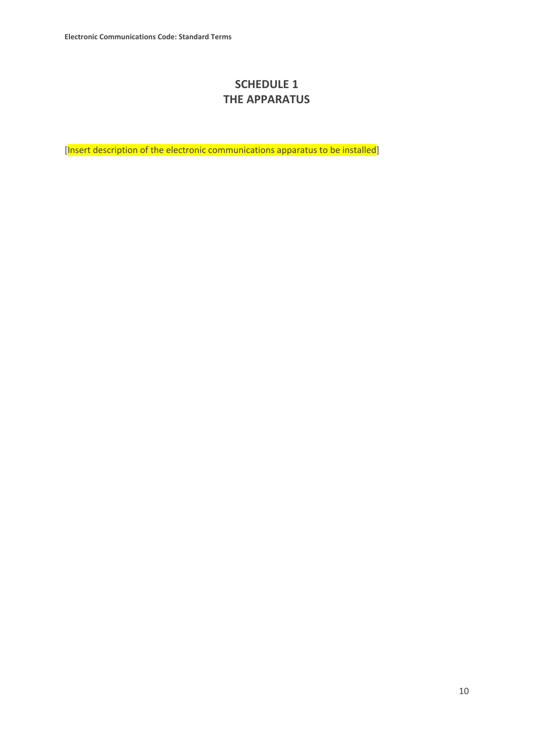# SCHEDULE 1
# THE APPARATUS

[Insert description of the electronic communications apparatus to be installed]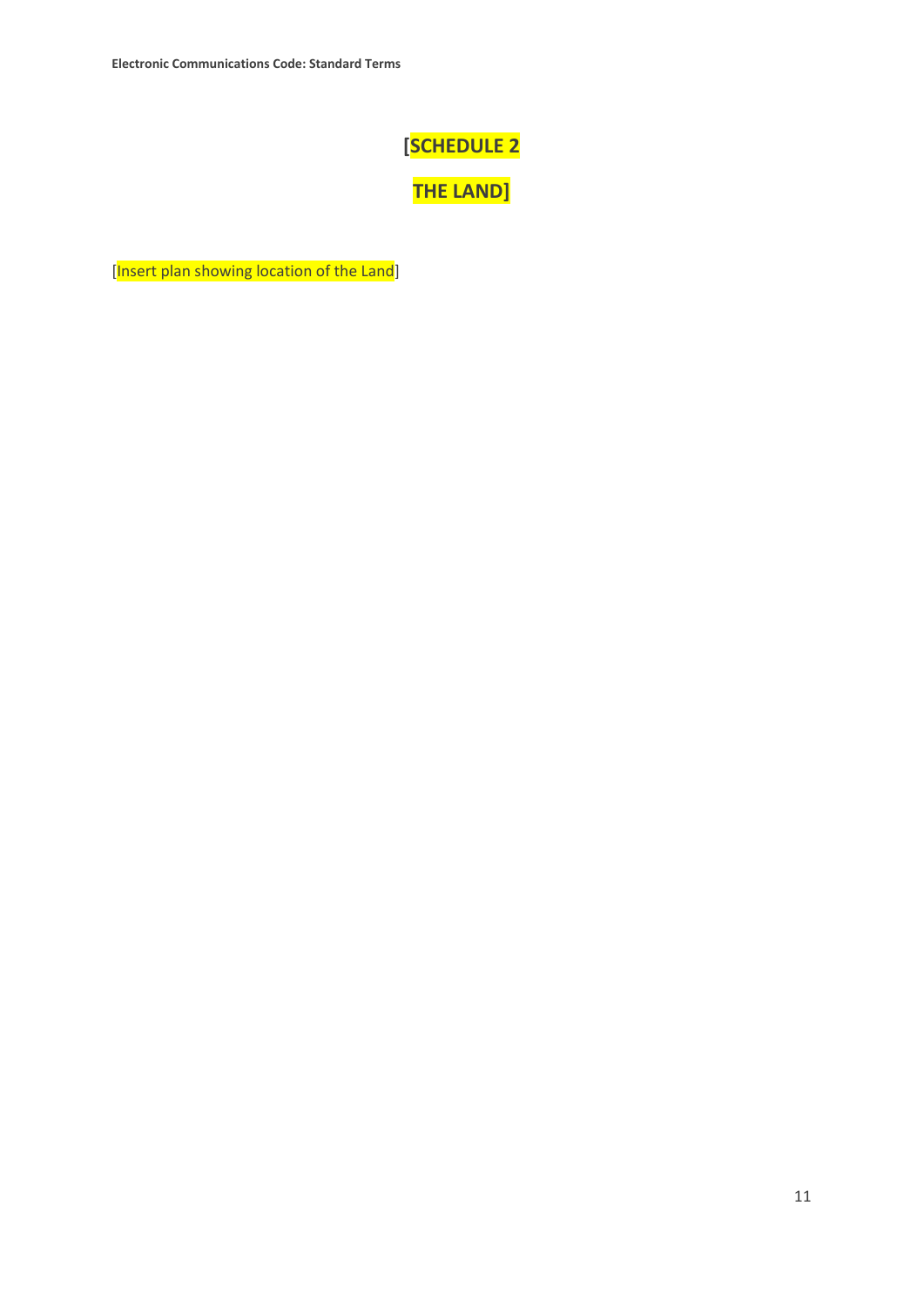# [SCHEDULE 2

# THE LAND]

[Insert plan showing location of the Land]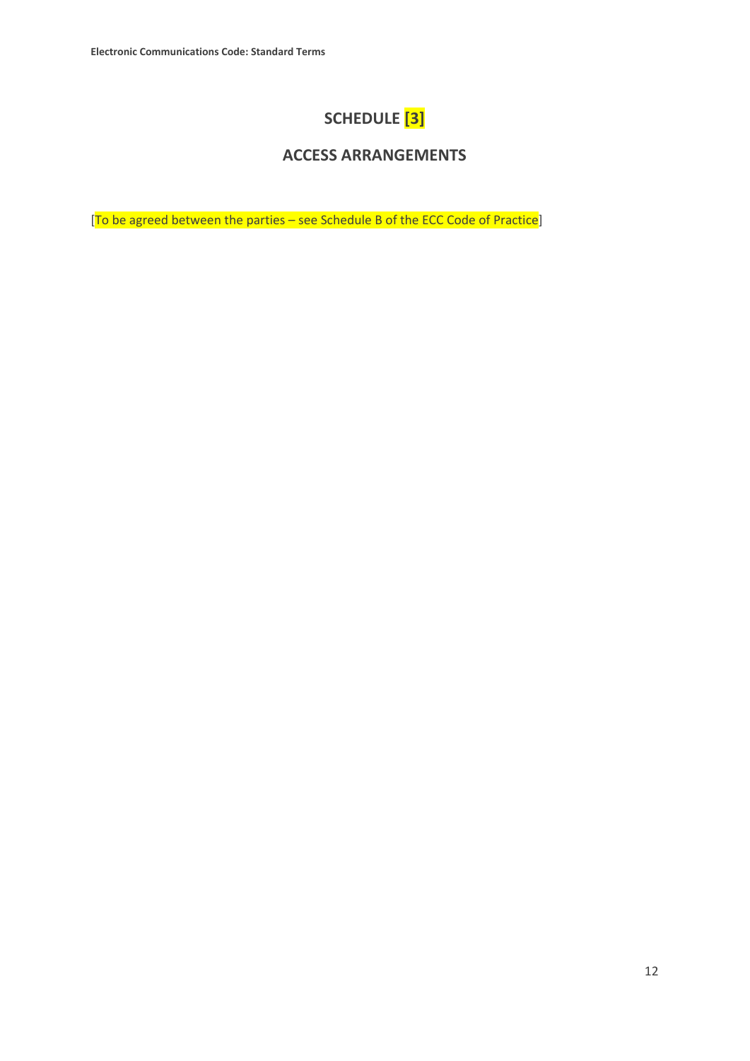# SCHEDULE [3]

## ACCESS ARRANGEMENTS

[To be agreed between the parties – see Schedule B of the ECC Code of Practice]